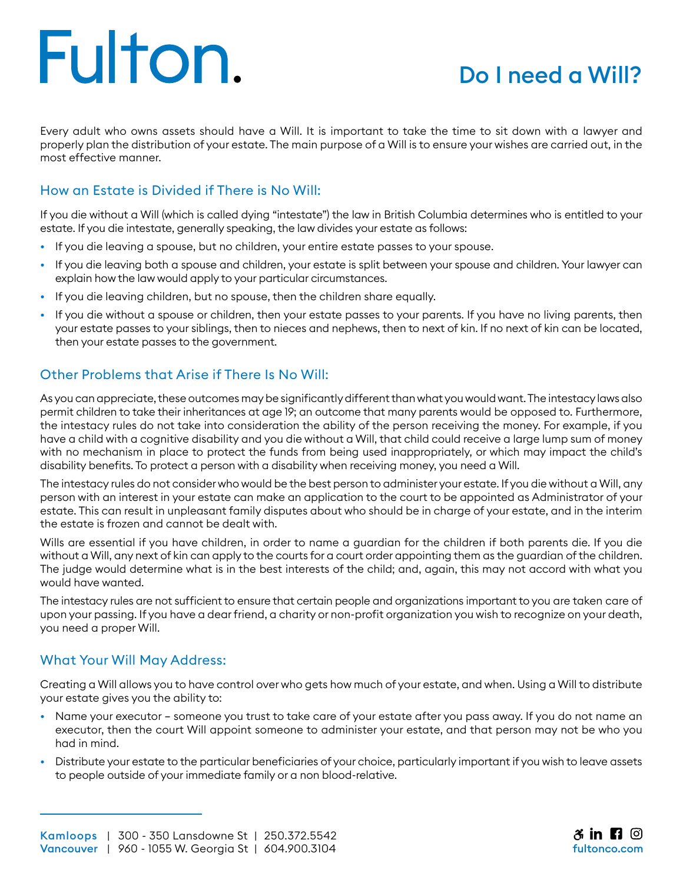# Fulton.

## Do I need a Will?

Every adult who owns assets should have a Will. It is important to take the time to sit down with a lawyer and properly plan the distribution of your estate. The main purpose of a Will is to ensure your wishes are carried out, in the most effective manner.

### How an Estate is Divided if There is No Will:

If you die without a Will (which is called dying "intestate") the law in British Columbia determines who is entitled to your estate. If you die intestate, generally speaking, the law divides your estate as follows:

- If you die leaving a spouse, but no children, your entire estate passes to your spouse.
- If you die leaving both a spouse and children, your estate is split between your spouse and children. Your lawyer can explain how the law would apply to your particular circumstances.
- If you die leaving children, but no spouse, then the children share equally.
- If you die without a spouse or children, then your estate passes to your parents. If you have no living parents, then your estate passes to your siblings, then to nieces and nephews, then to next of kin. If no next of kin can be located, then your estate passes to the government.

### Other Problems that Arise if There Is No Will:

As you can appreciate, these outcomes may be significantly different than what you would want. The intestacy laws also permit children to take their inheritances at age 19; an outcome that many parents would be opposed to. Furthermore, the intestacy rules do not take into consideration the ability of the person receiving the money. For example, if you have a child with a cognitive disability and you die without a Will, that child could receive a large lump sum of money with no mechanism in place to protect the funds from being used inappropriately, or which may impact the child's disability benefits. To protect a person with a disability when receiving money, you need a Will.

The intestacy rules do not consider who would be the best person to administer your estate. If you die without a Will, any person with an interest in your estate can make an application to the court to be appointed as Administrator of your estate. This can result in unpleasant family disputes about who should be in charge of your estate, and in the interim the estate is frozen and cannot be dealt with.

Wills are essential if you have children, in order to name a guardian for the children if both parents die. If you die without a Will, any next of kin can apply to the courts for a court order appointing them as the guardian of the children. The judge would determine what is in the best interests of the child; and, again, this may not accord with what you would have wanted.

The intestacy rules are not sufficient to ensure that certain people and organizations important to you are taken care of upon your passing. If you have a dear friend, a charity or non-profit organization you wish to recognize on your death, you need a proper Will.

### What Your Will May Address:

Creating a Will allows you to have control over who gets how much of your estate, and when. Using a Will to distribute your estate gives you the ability to:

- Name your executor – someone you trust to take care of your estate after you pass away. If you do not name an executor, then the court Will appoint someone to administer your estate, and that person may not be who you had in mind.
- Distribute your estate to the particular beneficiaries of your choice, particularly important if you wish to leave assets to people outside of your immediate family or a non blood-relative.

**Kamloops** | 300 - 350 Lansdowne St | 250.372.5542
**Vancouver** | 960 - 1055 W. Georgia St | 604.900.3104

fultonco.com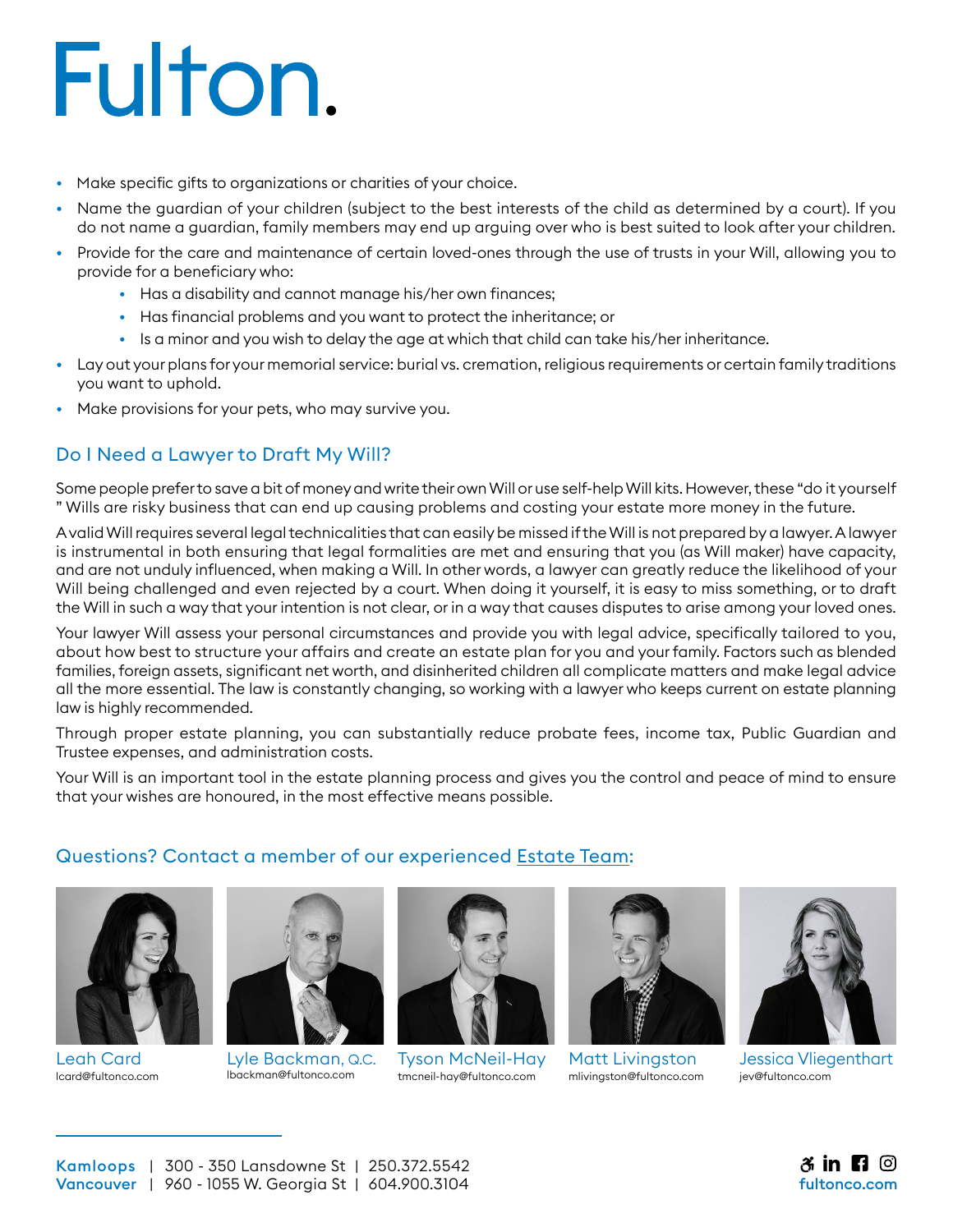Fulton.

- Make specific gifts to organizations or charities of your choice.
- Name the guardian of your children (subject to the best interests of the child as determined by a court). If you do not name a guardian, family members may end up arguing over who is best suited to look after your children.
- Provide for the care and maintenance of certain loved-ones through the use of trusts in your Will, allowing you to provide for a beneficiary who:
    - Has a disability and cannot manage his/her own finances;
    - Has financial problems and you want to protect the inheritance; or
    - Is a minor and you wish to delay the age at which that child can take his/her inheritance.
- Lay out your plans for your memorial service: burial vs. cremation, religious requirements or certain family traditions you want to uphold.
- Make provisions for your pets, who may survive you.

## Do I Need a Lawyer to Draft My Will?

Some people prefer to save a bit of money and write their own Will or use self-help Will kits. However, these "do it yourself " Wills are risky business that can end up causing problems and costing your estate more money in the future.

A valid Will requires several legal technicalities that can easily be missed if the Will is not prepared by a lawyer. A lawyer is instrumental in both ensuring that legal formalities are met and ensuring that you (as Will maker) have capacity, and are not unduly influenced, when making a Will. In other words, a lawyer can greatly reduce the likelihood of your Will being challenged and even rejected by a court. When doing it yourself, it is easy to miss something, or to draft the Will in such a way that your intention is not clear, or in a way that causes disputes to arise among your loved ones.

Your lawyer Will assess your personal circumstances and provide you with legal advice, specifically tailored to you, about how best to structure your affairs and create an estate plan for you and your family. Factors such as blended families, foreign assets, significant net worth, and disinherited children all complicate matters and make legal advice all the more essential. The law is constantly changing, so working with a lawyer who keeps current on estate planning law is highly recommended.

Through proper estate planning, you can substantially reduce probate fees, income tax, Public Guardian and Trustee expenses, and administration costs.

Your Will is an important tool in the estate planning process and gives you the control and peace of mind to ensure that your wishes are honoured, in the most effective means possible.

## Questions? Contact a member of our experienced Estate Team:

Leah Card
lcard@fultonco.com

Lyle Backman, Q.C.
lbackman@fultonco.com

Tyson McNeil-Hay
tmcneil-hay@fultonco.com

Matt Livingston
mlivingston@fultonco.com

Jessica Vliegenthart
jev@fultonco.com

**Kamloops** | 300 - 350 Lansdowne St | 250.372.5542
**Vancouver** | 960 - 1055 W. Georgia St | 604.900.3104

**fultonco.com**